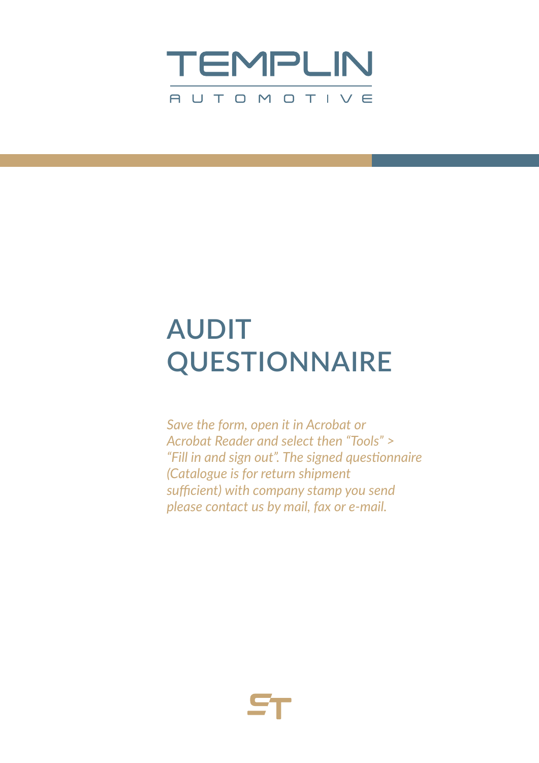TEMPLIN

AUTOMOTIVE

# AUDIT QUESTIONNAIRE

*Save the form, open it in Acrobat or Acrobat Reader and select then "Tools" > "Fill in and sign out". The signed questionnaire (Catalogue is for return shipment sufficient) with company stamp you send please contact us by mail, fax or e-mail.*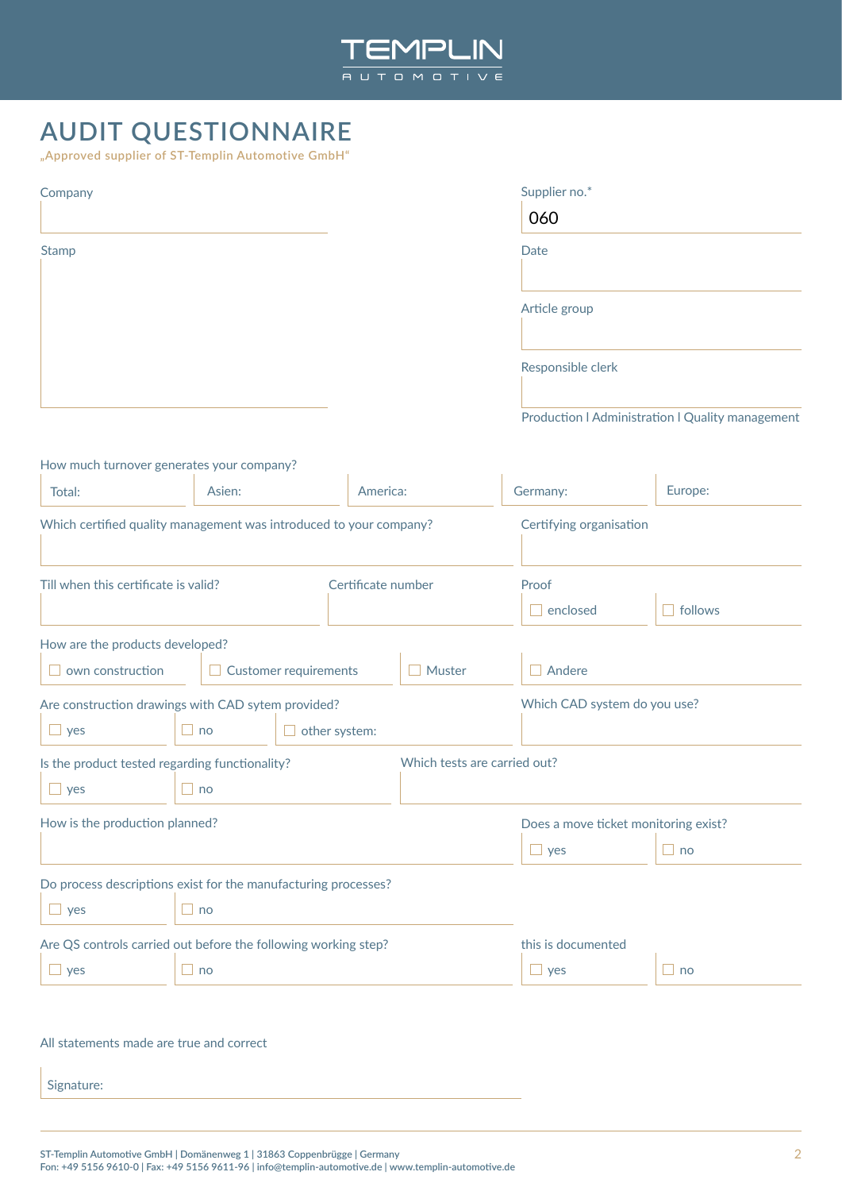TEMPLIN AUTOMOTIVE

# AUDIT QUESTIONNAIRE

„Approved supplier of ST-Templin Automotive GmbH"

Company

Supplier no.*

060

Stamp

Date

Article group

Responsible clerk

Production I Administration I Quality management

How much turnover generates your company?

| Total: | Asien: | America: | Germany: | Europe: |
|---|---|---|---|---|

Which certified quality management was introduced to your company?

Certifying organisation

Till when this certificate is valid?

Certificate number

Proof

☐ enclosed ☐ follows

How are the products developed?

☐ own construction ☐ Customer requirements ☐ Muster ☐ Andere

Are construction drawings with CAD sytem provided?

☐ yes ☐ no ☐ other system:

Which CAD system do you use?

Is the product tested regarding functionality?

☐ yes ☐ no

Which tests are carried out?

How is the production planned?

Does a move ticket monitoring exist?

☐ yes ☐ no

Do process descriptions exist for the manufacturing processes?

☐ yes ☐ no

Are QS controls carried out before the following working step?

☐ yes ☐ no

this is documented

☐ yes ☐ no

All statements made are true and correct

Signature:

ST-Templin Automotive GmbH | Domänenweg 1 | 31863 Coppenbrügge | Germany
Fon: +49 5156 9610-0 | Fax: +49 5156 9611-96 | info@templin-automotive.de | www.templin-automotive.de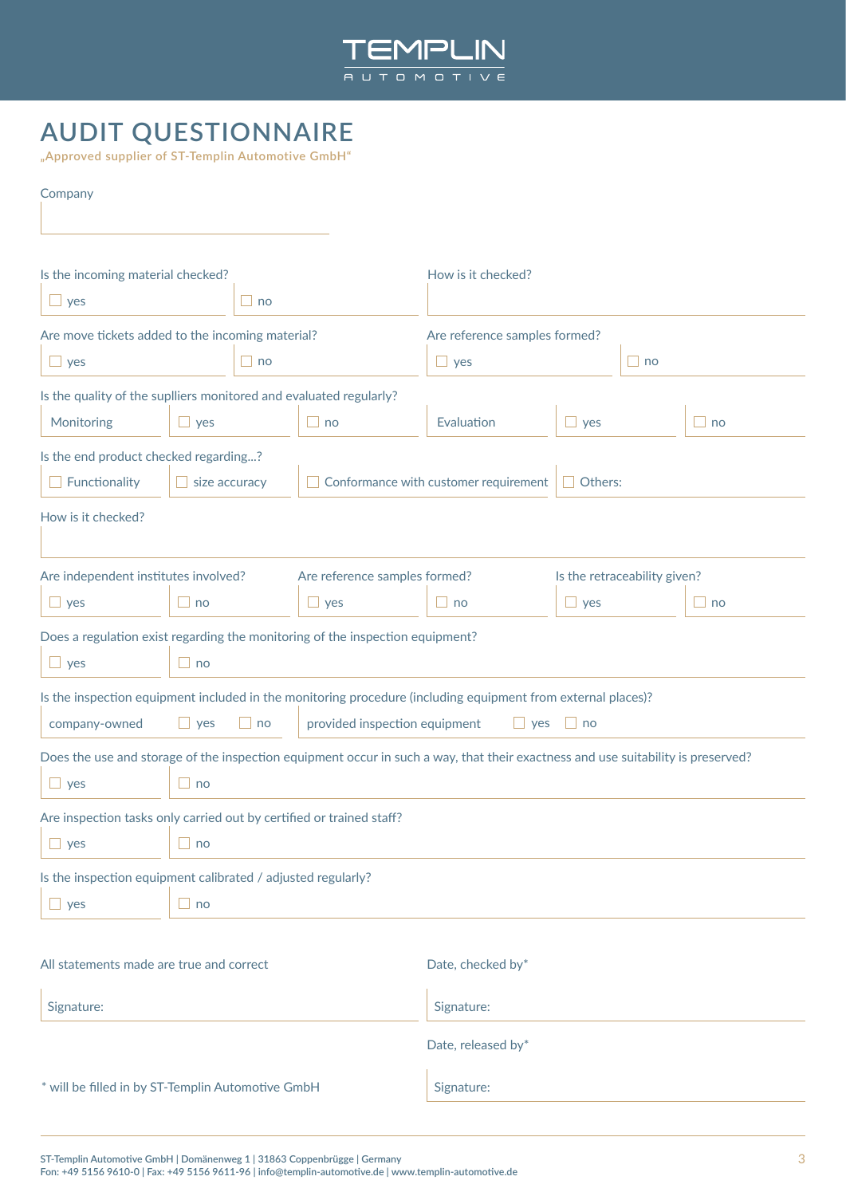TEMPLIN
AUTOMOTIVE

# AUDIT QUESTIONNAIRE

„Approved supplier of ST-Templin Automotive GmbH“

Company

Is the incoming material checked?

☐ yes ☐ no

How is it checked?

Are move tickets added to the incoming material?

☐ yes ☐ no

Are reference samples formed?

☐ yes ☐ no

Is the quality of the suplliers monitored and evaluated regularly?

Monitoring ☐ yes ☐ no

Evaluation ☐ yes ☐ no

Is the end product checked regarding...?

☐ Functionality ☐ size accuracy ☐ Conformance with customer requirement ☐ Others:

How is it checked?

Are independent institutes involved?

☐ yes ☐ no

Are reference samples formed?

☐ yes ☐ no

Is the retraceability given?

☐ yes ☐ no

Does a regulation exist regarding the monitoring of the inspection equipment?

☐ yes ☐ no

Is the inspection equipment included in the monitoring procedure (including equipment from external places)?

company-owned ☐ yes ☐ no

provided inspection equipment ☐ yes ☐ no

Does the use and storage of the inspection equipment occur in such a way, that their exactness and use suitability is preserved?

☐ yes ☐ no

Are inspection tasks only carried out by certified or trained staff?

☐ yes ☐ no

Is the inspection equipment calibrated / adjusted regularly?

☐ yes ☐ no

All statements made are true and correct

Signature:

Date, checked by*

Signature:

Date, released by*

Signature:

* will be filled in by ST-Templin Automotive GmbH

ST-Templin Automotive GmbH | Domänenweg 1 | 31863 Coppenbrügge | Germany
Fon: +49 5156 9610-0 | Fax: +49 5156 9611-96 | info@templin-automotive.de | www.templin-automotive.de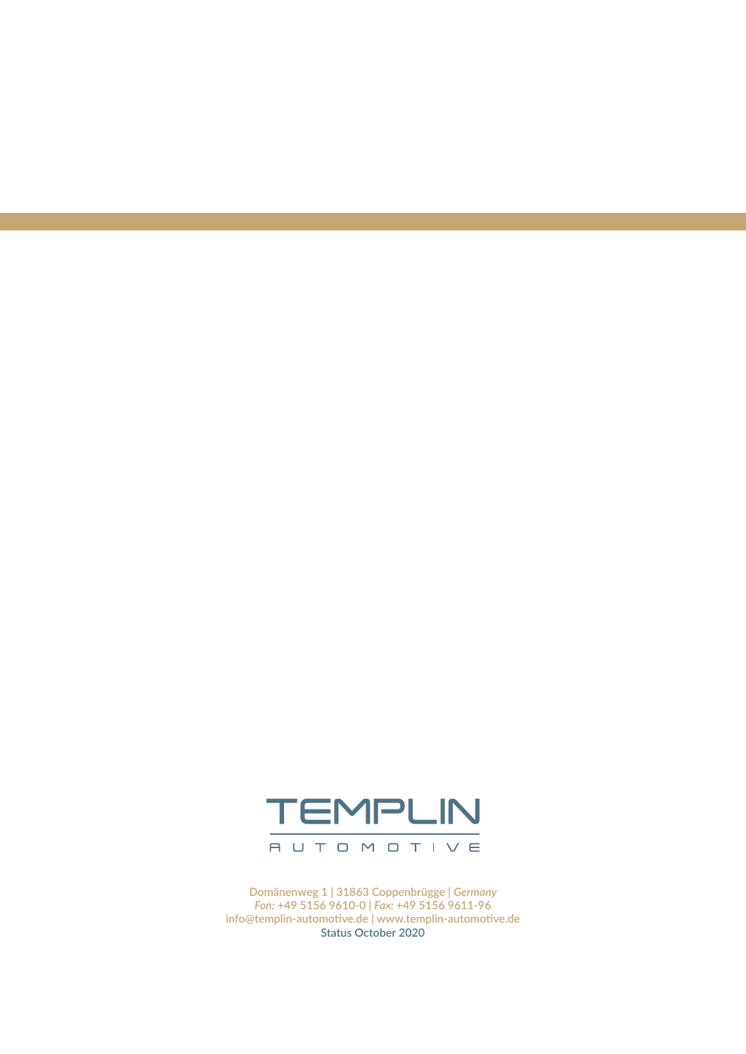TEMPLIN

AUTOMOTIVE

Domänenweg 1 | 31863 Coppenbrügge | *Germany*
*Fon:* +49 5156 9610-0 | *Fax:* +49 5156 9611-96
info@templin-automotive.de | www.templin-automotive.de
Status October 2020